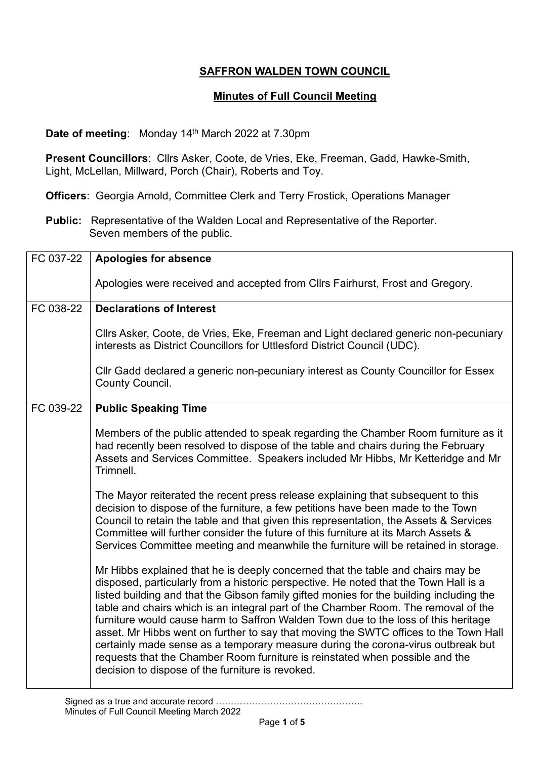# SAFFRON WALDEN TOWN COUNCIL

## Minutes of Full Council Meeting

**Date of meeting**: Monday 14th March 2022 at 7.30pm

**Present Councillors**: Cllrs Asker, Coote, de Vries, Eke, Freeman, Gadd, Hawke-Smith, Light, McLellan, Millward, Porch (Chair), Roberts and Toy.

**Officers**: Georgia Arnold, Committee Clerk and Terry Frostick, Operations Manager

**Public:** Representative of the Walden Local and Representative of the Reporter. Seven members of the public.

| | |
|---|---|
| FC 037-22 | **Apologies for absence**<br><br>Apologies were received and accepted from Cllrs Fairhurst, Frost and Gregory. |
| FC 038-22 | **Declarations of Interest**<br><br>Cllrs Asker, Coote, de Vries, Eke, Freeman and Light declared generic non-pecuniary interests as District Councillors for Uttlesford District Council (UDC).<br><br>Cllr Gadd declared a generic non-pecuniary interest as County Councillor for Essex County Council. |
| FC 039-22 | **Public Speaking Time**<br><br>Members of the public attended to speak regarding the Chamber Room furniture as it had recently been resolved to dispose of the table and chairs during the February Assets and Services Committee. Speakers included Mr Hibbs, Mr Ketteridge and Mr Trimnell.<br><br>The Mayor reiterated the recent press release explaining that subsequent to this decision to dispose of the furniture, a few petitions have been made to the Town Council to retain the table and that given this representation, the Assets & Services Committee will further consider the future of this furniture at its March Assets & Services Committee meeting and meanwhile the furniture will be retained in storage.<br><br>Mr Hibbs explained that he is deeply concerned that the table and chairs may be disposed, particularly from a historic perspective. He noted that the Town Hall is a listed building and that the Gibson family gifted monies for the building including the table and chairs which is an integral part of the Chamber Room. The removal of the furniture would cause harm to Saffron Walden Town due to the loss of this heritage asset. Mr Hibbs went on further to say that moving the SWTC offices to the Town Hall certainly made sense as a temporary measure during the corona-virus outbreak but requests that the Chamber Room furniture is reinstated when possible and the decision to dispose of the furniture is revoked. |

Signed as a true and accurate record ………………………………………….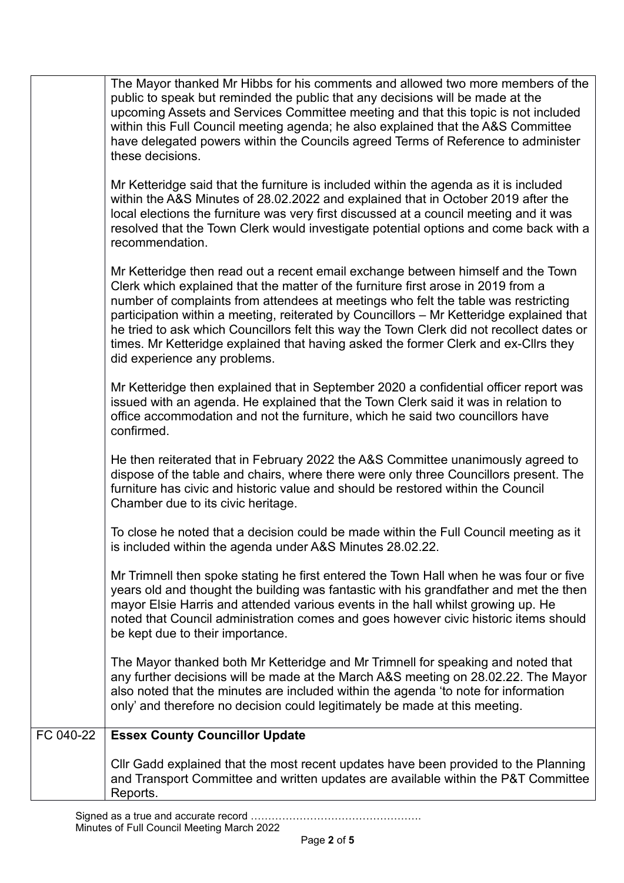| | |
|---|---|
| | The Mayor thanked Mr Hibbs for his comments and allowed two more members of the public to speak but reminded the public that any decisions will be made at the upcoming Assets and Services Committee meeting and that this topic is not included within this Full Council meeting agenda; he also explained that the A&S Committee have delegated powers within the Councils agreed Terms of Reference to administer these decisions.<br><br>Mr Ketteridge said that the furniture is included within the agenda as it is included within the A&S Minutes of 28.02.2022 and explained that in October 2019 after the local elections the furniture was very first discussed at a council meeting and it was resolved that the Town Clerk would investigate potential options and come back with a recommendation.<br><br>Mr Ketteridge then read out a recent email exchange between himself and the Town Clerk which explained that the matter of the furniture first arose in 2019 from a number of complaints from attendees at meetings who felt the table was restricting participation within a meeting, reiterated by Councillors – Mr Ketteridge explained that he tried to ask which Councillors felt this way the Town Clerk did not recollect dates or times. Mr Ketteridge explained that having asked the former Clerk and ex-Cllrs they did experience any problems.<br><br>Mr Ketteridge then explained that in September 2020 a confidential officer report was issued with an agenda. He explained that the Town Clerk said it was in relation to office accommodation and not the furniture, which he said two councillors have confirmed.<br><br>He then reiterated that in February 2022 the A&S Committee unanimously agreed to dispose of the table and chairs, where there were only three Councillors present. The furniture has civic and historic value and should be restored within the Council Chamber due to its civic heritage.<br><br>To close he noted that a decision could be made within the Full Council meeting as it is included within the agenda under A&S Minutes 28.02.22.<br><br>Mr Trimnell then spoke stating he first entered the Town Hall when he was four or five years old and thought the building was fantastic with his grandfather and met the then mayor Elsie Harris and attended various events in the hall whilst growing up. He noted that Council administration comes and goes however civic historic items should be kept due to their importance.<br><br>The Mayor thanked both Mr Ketteridge and Mr Trimnell for speaking and noted that any further decisions will be made at the March A&S meeting on 28.02.22. The Mayor also noted that the minutes are included within the agenda 'to note for information only' and therefore no decision could legitimately be made at this meeting. |
| FC 040-22 | **Essex County Councillor Update**<br><br>Cllr Gadd explained that the most recent updates have been provided to the Planning and Transport Committee and written updates are available within the P&T Committee Reports. |

Signed as a true and accurate record ………………………………………….
Minutes of Full Council Meeting March 2022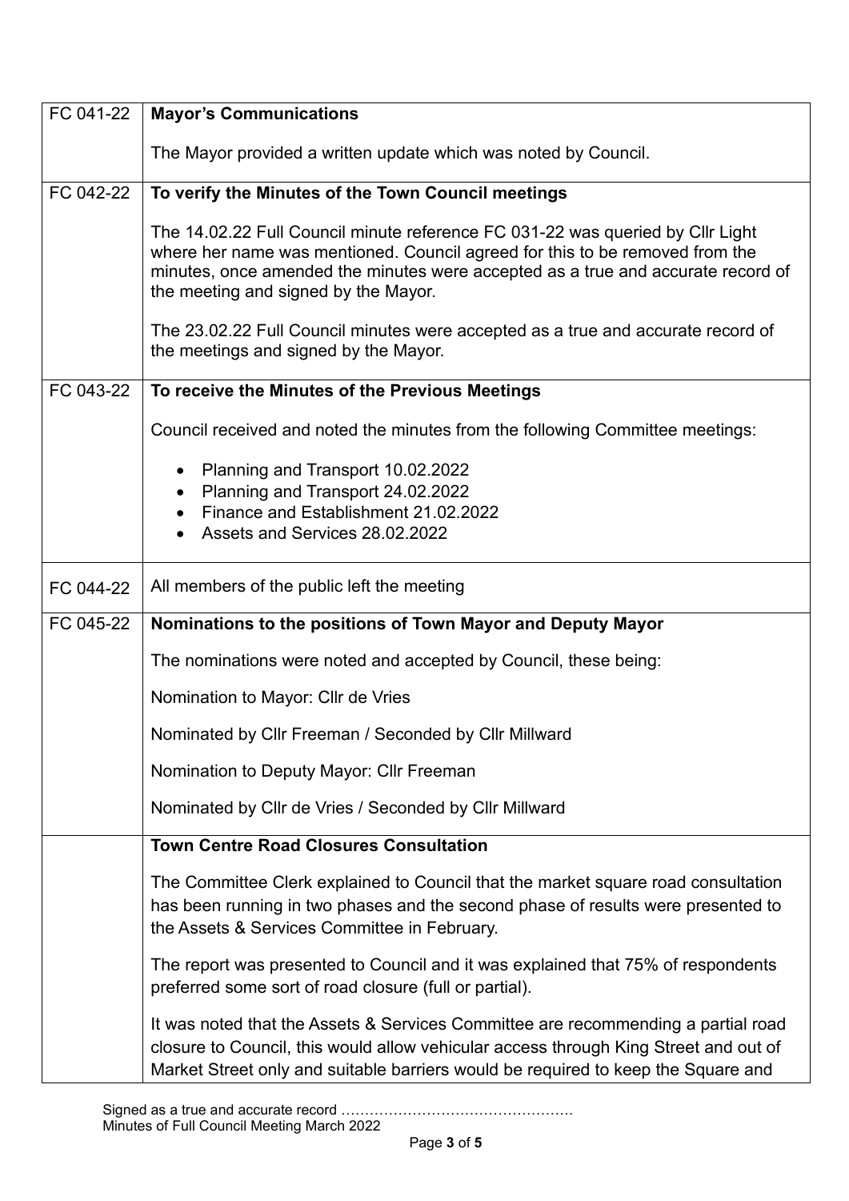| | |
|---|---|
| FC 041-22 | **Mayor's Communications**<br><br>The Mayor provided a written update which was noted by Council. |
| FC 042-22 | **To verify the Minutes of the Town Council meetings**<br><br>The 14.02.22 Full Council minute reference FC 031-22 was queried by Cllr Light where her name was mentioned. Council agreed for this to be removed from the minutes, once amended the minutes were accepted as a true and accurate record of the meeting and signed by the Mayor.<br><br>The 23.02.22 Full Council minutes were accepted as a true and accurate record of the meetings and signed by the Mayor. |
| FC 043-22 | **To receive the Minutes of the Previous Meetings**<br><br>Council received and noted the minutes from the following Committee meetings:<br><br>• Planning and Transport 10.02.2022<br>• Planning and Transport 24.02.2022<br>• Finance and Establishment 21.02.2022<br>• Assets and Services 28.02.2022 |
| FC 044-22 | All members of the public left the meeting |
| FC 045-22 | **Nominations to the positions of Town Mayor and Deputy Mayor**<br><br>The nominations were noted and accepted by Council, these being:<br><br>Nomination to Mayor: Cllr de Vries<br><br>Nominated by Cllr Freeman / Seconded by Cllr Millward<br><br>Nomination to Deputy Mayor: Cllr Freeman<br><br>Nominated by Cllr de Vries / Seconded by Cllr Millward |
| | **Town Centre Road Closures Consultation**<br><br>The Committee Clerk explained to Council that the market square road consultation has been running in two phases and the second phase of results were presented to the Assets & Services Committee in February.<br><br>The report was presented to Council and it was explained that 75% of respondents preferred some sort of road closure (full or partial).<br><br>It was noted that the Assets & Services Committee are recommending a partial road closure to Council, this would allow vehicular access through King Street and out of Market Street only and suitable barriers would be required to keep the Square and |

Signed as a true and accurate record ………………………………………….
Minutes of Full Council Meeting March 2022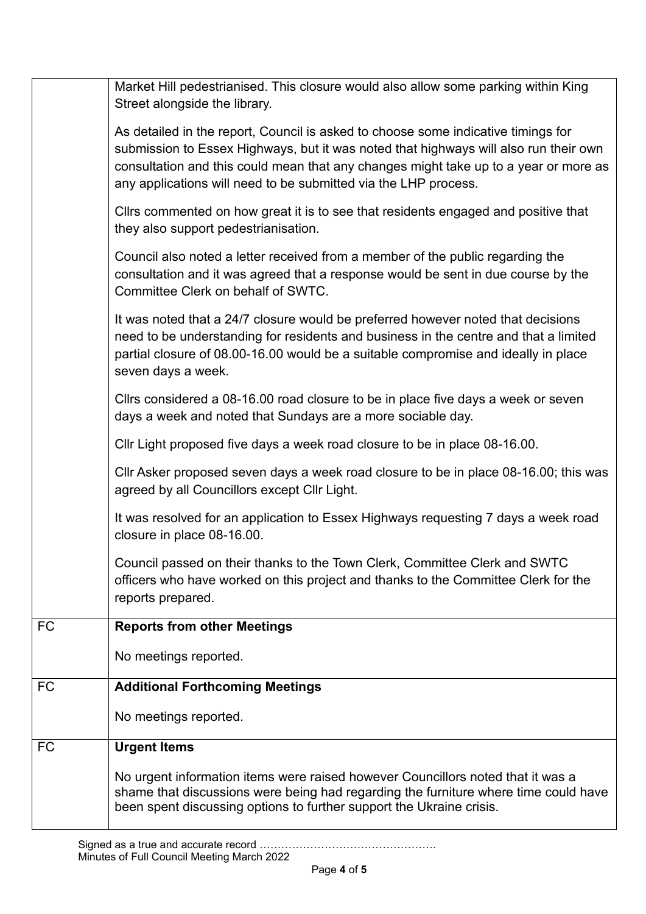| | |
|---|---|
| | Market Hill pedestrianised. This closure would also allow some parking within King Street alongside the library.<br><br>As detailed in the report, Council is asked to choose some indicative timings for submission to Essex Highways, but it was noted that highways will also run their own consultation and this could mean that any changes might take up to a year or more as any applications will need to be submitted via the LHP process.<br><br>Cllrs commented on how great it is to see that residents engaged and positive that they also support pedestrianisation.<br><br>Council also noted a letter received from a member of the public regarding the consultation and it was agreed that a response would be sent in due course by the Committee Clerk on behalf of SWTC.<br><br>It was noted that a 24/7 closure would be preferred however noted that decisions need to be understanding for residents and business in the centre and that a limited partial closure of 08.00-16.00 would be a suitable compromise and ideally in place seven days a week.<br><br>Cllrs considered a 08-16.00 road closure to be in place five days a week or seven days a week and noted that Sundays are a more sociable day.<br><br>Cllr Light proposed five days a week road closure to be in place 08-16.00.<br><br>Cllr Asker proposed seven days a week road closure to be in place 08-16.00; this was agreed by all Councillors except Cllr Light.<br><br>It was resolved for an application to Essex Highways requesting 7 days a week road closure in place 08-16.00.<br><br>Council passed on their thanks to the Town Clerk, Committee Clerk and SWTC officers who have worked on this project and thanks to the Committee Clerk for the reports prepared. |
| FC | **Reports from other Meetings**<br><br>No meetings reported. |
| FC | **Additional Forthcoming Meetings**<br><br>No meetings reported. |
| FC | **Urgent Items**<br><br>No urgent information items were raised however Councillors noted that it was a shame that discussions were being had regarding the furniture where time could have been spent discussing options to further support the Ukraine crisis. |

Signed as a true and accurate record ………………………………………….
Minutes of Full Council Meeting March 2022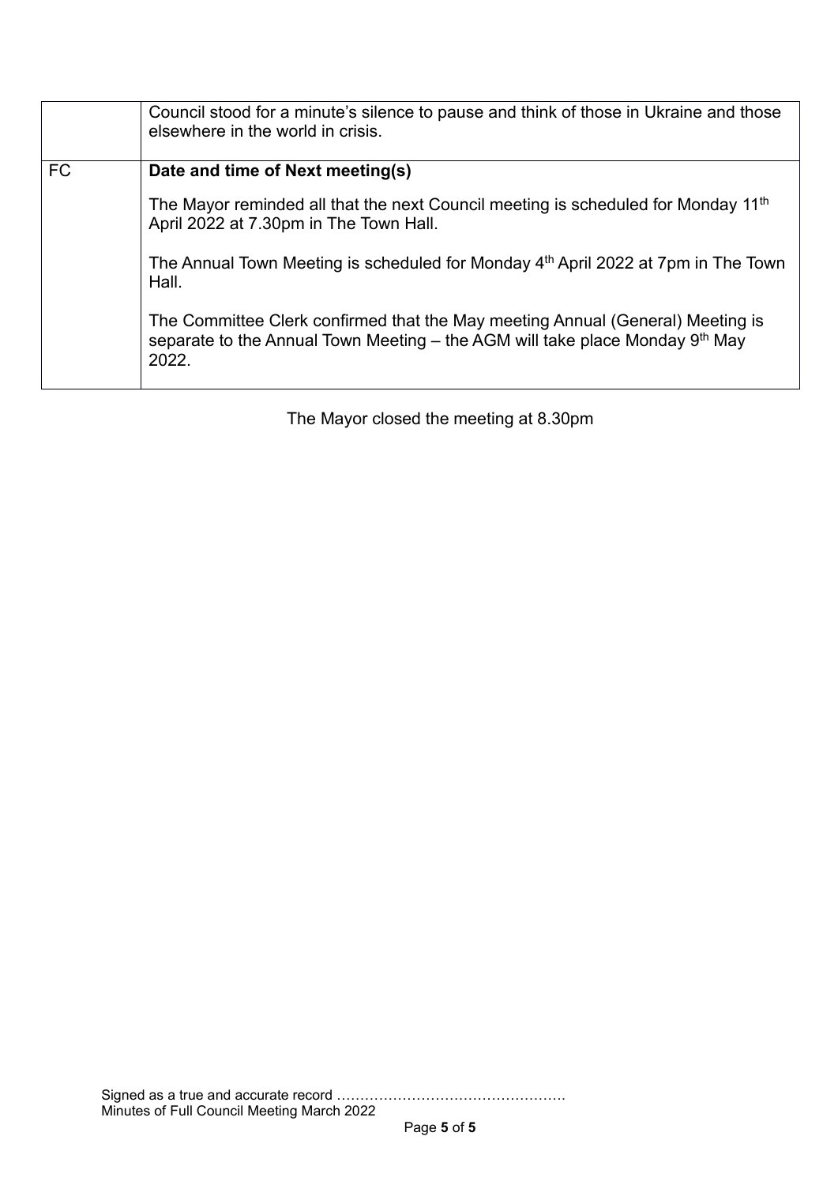| | |
|---|---|
| | Council stood for a minute's silence to pause and think of those in Ukraine and those elsewhere in the world in crisis. |
| FC | **Date and time of Next meeting(s)**<br><br>The Mayor reminded all that the next Council meeting is scheduled for Monday 11th April 2022 at 7.30pm in The Town Hall.<br><br>The Annual Town Meeting is scheduled for Monday 4th April 2022 at 7pm in The Town Hall.<br><br>The Committee Clerk confirmed that the May meeting Annual (General) Meeting is separate to the Annual Town Meeting – the AGM will take place Monday 9th May 2022. |

The Mayor closed the meeting at 8.30pm

Signed as a true and accurate record ………………………………………….
Minutes of Full Council Meeting March 2022